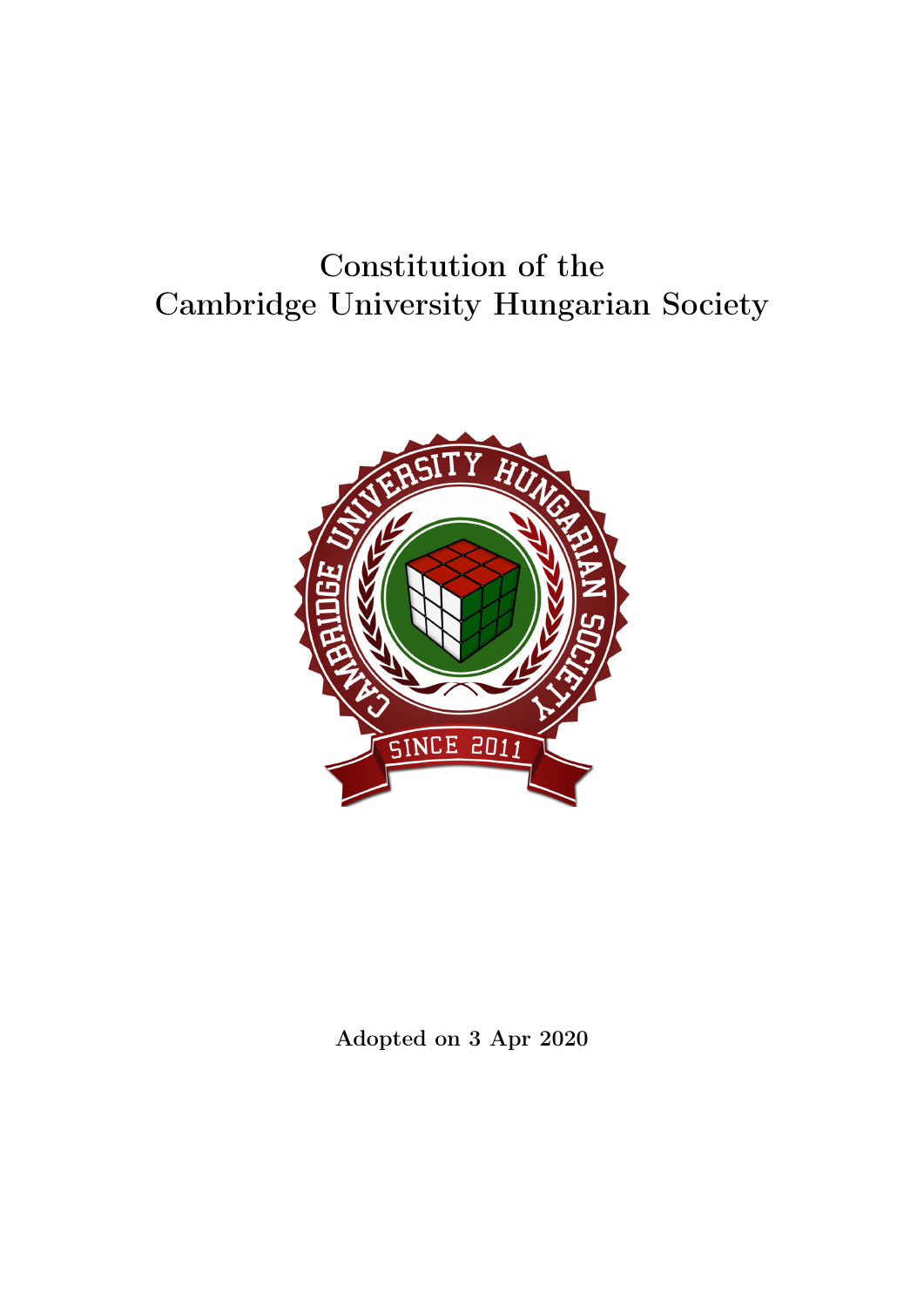# Constitution of the Cambridge University Hungarian Society

**Adopted on 3 Apr 2020**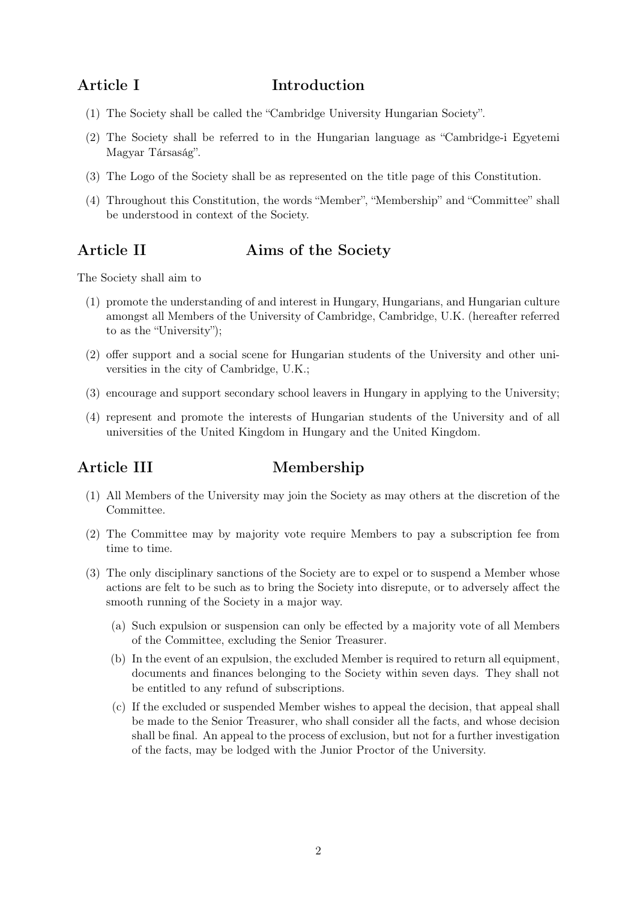## Article I Introduction

(1) The Society shall be called the "Cambridge University Hungarian Society".

(2) The Society shall be referred to in the Hungarian language as "Cambridge-i Egyetemi Magyar Társaság".

(3) The Logo of the Society shall be as represented on the title page of this Constitution.

(4) Throughout this Constitution, the words "Member", "Membership" and "Committee" shall be understood in context of the Society.

## Article II Aims of the Society

The Society shall aim to

(1) promote the understanding of and interest in Hungary, Hungarians, and Hungarian culture amongst all Members of the University of Cambridge, Cambridge, U.K. (hereafter referred to as the "University");

(2) offer support and a social scene for Hungarian students of the University and other universities in the city of Cambridge, U.K.;

(3) encourage and support secondary school leavers in Hungary in applying to the University;

(4) represent and promote the interests of Hungarian students of the University and of all universities of the United Kingdom in Hungary and the United Kingdom.

## Article III Membership

(1) All Members of the University may join the Society as may others at the discretion of the Committee.

(2) The Committee may by majority vote require Members to pay a subscription fee from time to time.

(3) The only disciplinary sanctions of the Society are to expel or to suspend a Member whose actions are felt to be such as to bring the Society into disrepute, or to adversely affect the smooth running of the Society in a major way.

   (a) Such expulsion or suspension can only be effected by a majority vote of all Members of the Committee, excluding the Senior Treasurer.

   (b) In the event of an expulsion, the excluded Member is required to return all equipment, documents and finances belonging to the Society within seven days. They shall not be entitled to any refund of subscriptions.

   (c) If the excluded or suspended Member wishes to appeal the decision, that appeal shall be made to the Senior Treasurer, who shall consider all the facts, and whose decision shall be final. An appeal to the process of exclusion, but not for a further investigation of the facts, may be lodged with the Junior Proctor of the University.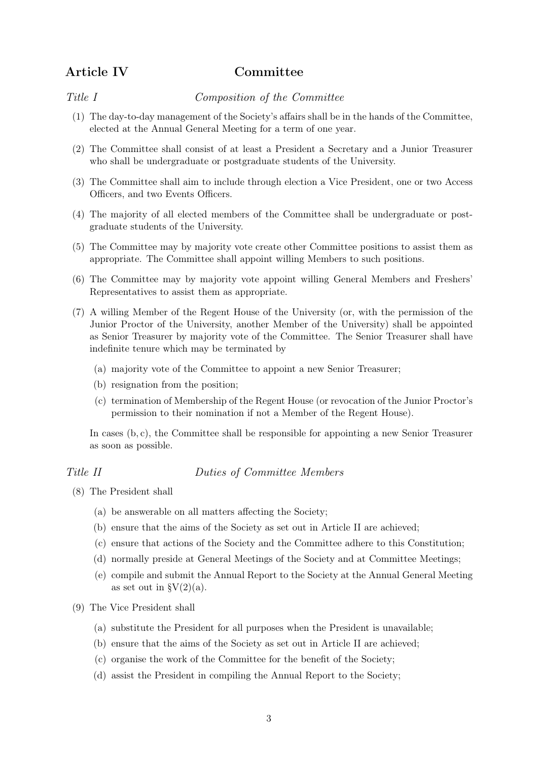## Article IV Committee

*Title I* *Composition of the Committee*

(1) The day-to-day management of the Society's affairs shall be in the hands of the Committee, elected at the Annual General Meeting for a term of one year.

(2) The Committee shall consist of at least a President a Secretary and a Junior Treasurer who shall be undergraduate or postgraduate students of the University.

(3) The Committee shall aim to include through election a Vice President, one or two Access Officers, and two Events Officers.

(4) The majority of all elected members of the Committee shall be undergraduate or postgraduate students of the University.

(5) The Committee may by majority vote create other Committee positions to assist them as appropriate. The Committee shall appoint willing Members to such positions.

(6) The Committee may by majority vote appoint willing General Members and Freshers' Representatives to assist them as appropriate.

(7) A willing Member of the Regent House of the University (or, with the permission of the Junior Proctor of the University, another Member of the University) shall be appointed as Senior Treasurer by majority vote of the Committee. The Senior Treasurer shall have indefinite tenure which may be terminated by

  (a) majority vote of the Committee to appoint a new Senior Treasurer;
  
  (b) resignation from the position;
  
  (c) termination of Membership of the Regent House (or revocation of the Junior Proctor's permission to their nomination if not a Member of the Regent House).

  In cases (b, c), the Committee shall be responsible for appointing a new Senior Treasurer as soon as possible.

*Title II* *Duties of Committee Members*

(8) The President shall

  (a) be answerable on all matters affecting the Society;
  
  (b) ensure that the aims of the Society as set out in Article II are achieved;
  
  (c) ensure that actions of the Society and the Committee adhere to this Constitution;
  
  (d) normally preside at General Meetings of the Society and at Committee Meetings;
  
  (e) compile and submit the Annual Report to the Society at the Annual General Meeting as set out in §V(2)(a).

(9) The Vice President shall

  (a) substitute the President for all purposes when the President is unavailable;
  
  (b) ensure that the aims of the Society as set out in Article II are achieved;
  
  (c) organise the work of the Committee for the benefit of the Society;
  
  (d) assist the President in compiling the Annual Report to the Society;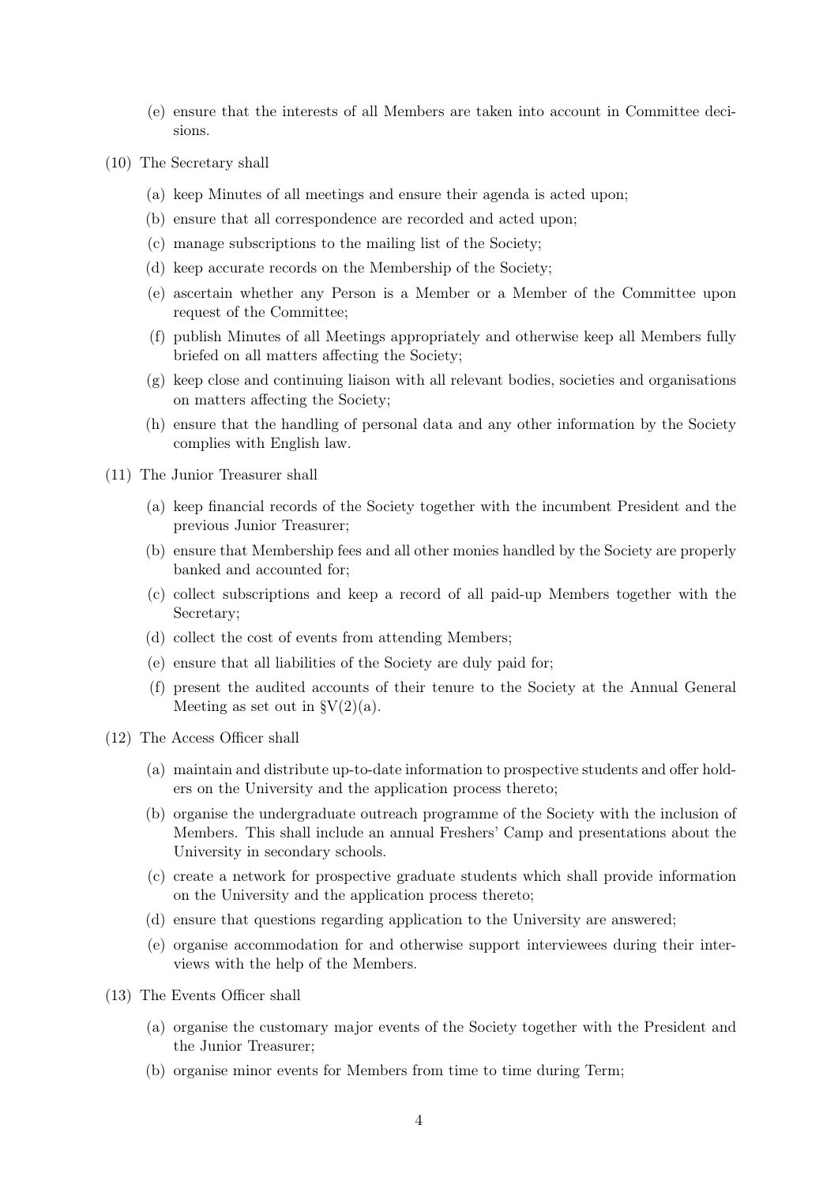(e) ensure that the interests of all Members are taken into account in Committee decisions.

(10) The Secretary shall

(a) keep Minutes of all meetings and ensure their agenda is acted upon;

(b) ensure that all correspondence are recorded and acted upon;

(c) manage subscriptions to the mailing list of the Society;

(d) keep accurate records on the Membership of the Society;

(e) ascertain whether any Person is a Member or a Member of the Committee upon request of the Committee;

(f) publish Minutes of all Meetings appropriately and otherwise keep all Members fully briefed on all matters affecting the Society;

(g) keep close and continuing liaison with all relevant bodies, societies and organisations on matters affecting the Society;

(h) ensure that the handling of personal data and any other information by the Society complies with English law.

(11) The Junior Treasurer shall

(a) keep financial records of the Society together with the incumbent President and the previous Junior Treasurer;

(b) ensure that Membership fees and all other monies handled by the Society are properly banked and accounted for;

(c) collect subscriptions and keep a record of all paid-up Members together with the Secretary;

(d) collect the cost of events from attending Members;

(e) ensure that all liabilities of the Society are duly paid for;

(f) present the audited accounts of their tenure to the Society at the Annual General Meeting as set out in §V(2)(a).

(12) The Access Officer shall

(a) maintain and distribute up-to-date information to prospective students and offer holders on the University and the application process thereto;

(b) organise the undergraduate outreach programme of the Society with the inclusion of Members. This shall include an annual Freshers' Camp and presentations about the University in secondary schools.

(c) create a network for prospective graduate students which shall provide information on the University and the application process thereto;

(d) ensure that questions regarding application to the University are answered;

(e) organise accommodation for and otherwise support interviewees during their interviews with the help of the Members.

(13) The Events Officer shall

(a) organise the customary major events of the Society together with the President and the Junior Treasurer;

(b) organise minor events for Members from time to time during Term;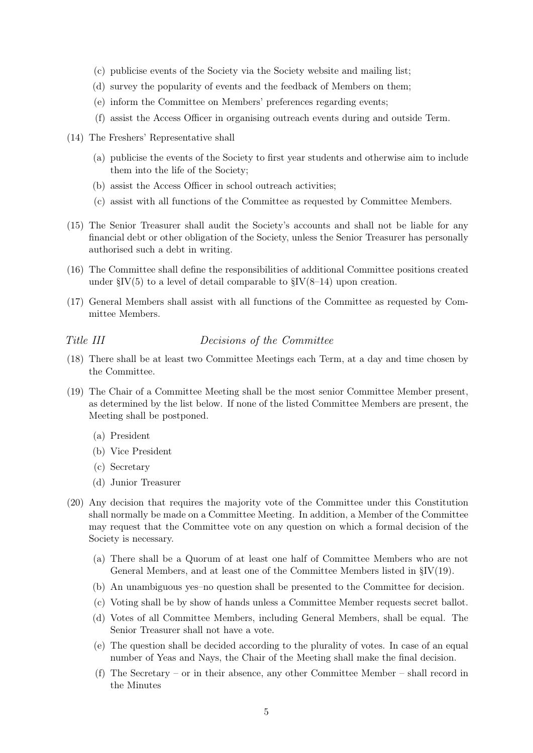(c) publicise events of the Society via the Society website and mailing list;
   (d) survey the popularity of events and the feedback of Members on them;
   (e) inform the Committee on Members' preferences regarding events;
   (f) assist the Access Officer in organising outreach events during and outside Term.

(14) The Freshers' Representative shall

   (a) publicise the events of the Society to first year students and otherwise aim to include them into the life of the Society;
   (b) assist the Access Officer in school outreach activities;
   (c) assist with all functions of the Committee as requested by Committee Members.

(15) The Senior Treasurer shall audit the Society's accounts and shall not be liable for any financial debt or other obligation of the Society, unless the Senior Treasurer has personally authorised such a debt in writing.

(16) The Committee shall define the responsibilities of additional Committee positions created under §IV(5) to a level of detail comparable to §IV(8–14) upon creation.

(17) General Members shall assist with all functions of the Committee as requested by Committee Members.

### *Title III* — *Decisions of the Committee*

(18) There shall be at least two Committee Meetings each Term, at a day and time chosen by the Committee.

(19) The Chair of a Committee Meeting shall be the most senior Committee Member present, as determined by the list below. If none of the listed Committee Members are present, the Meeting shall be postponed.

   (a) President
   (b) Vice President
   (c) Secretary
   (d) Junior Treasurer

(20) Any decision that requires the majority vote of the Committee under this Constitution shall normally be made on a Committee Meeting. In addition, a Member of the Committee may request that the Committee vote on any question on which a formal decision of the Society is necessary.

   (a) There shall be a Quorum of at least one half of Committee Members who are not General Members, and at least one of the Committee Members listed in §IV(19).
   (b) An unambiguous yes–no question shall be presented to the Committee for decision.
   (c) Voting shall be by show of hands unless a Committee Member requests secret ballot.
   (d) Votes of all Committee Members, including General Members, shall be equal. The Senior Treasurer shall not have a vote.
   (e) The question shall be decided according to the plurality of votes. In case of an equal number of Yeas and Nays, the Chair of the Meeting shall make the final decision.
   (f) The Secretary – or in their absence, any other Committee Member – shall record in the Minutes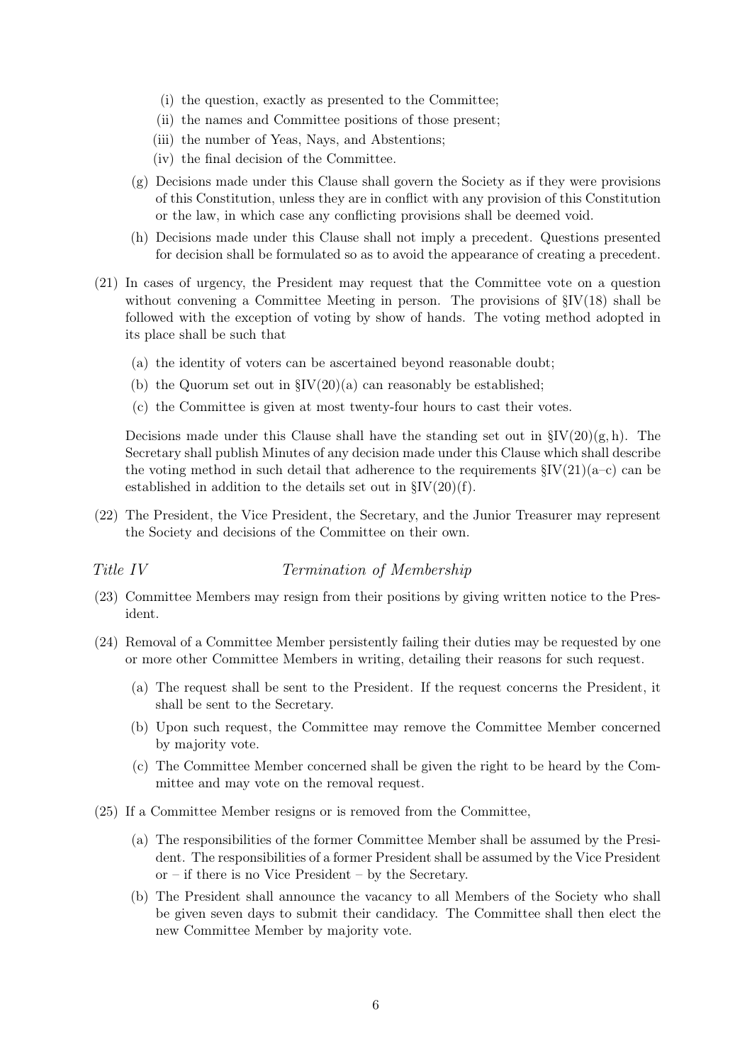(i) the question, exactly as presented to the Committee;
   (ii) the names and Committee positions of those present;
   (iii) the number of Yeas, Nays, and Abstentions;
   (iv) the final decision of the Committee.

 (g) Decisions made under this Clause shall govern the Society as if they were provisions of this Constitution, unless they are in conflict with any provision of this Constitution or the law, in which case any conflicting provisions shall be deemed void.

 (h) Decisions made under this Clause shall not imply a precedent. Questions presented for decision shall be formulated so as to avoid the appearance of creating a precedent.

(21) In cases of urgency, the President may request that the Committee vote on a question without convening a Committee Meeting in person. The provisions of §IV(18) shall be followed with the exception of voting by show of hands. The voting method adopted in its place shall be such that

 (a) the identity of voters can be ascertained beyond reasonable doubt;
 (b) the Quorum set out in §IV(20)(a) can reasonably be established;
 (c) the Committee is given at most twenty-four hours to cast their votes.

 Decisions made under this Clause shall have the standing set out in §IV(20)(g, h). The Secretary shall publish Minutes of any decision made under this Clause which shall describe the voting method in such detail that adherence to the requirements §IV(21)(a–c) can be established in addition to the details set out in §IV(20)(f).

(22) The President, the Vice President, the Secretary, and the Junior Treasurer may represent the Society and decisions of the Committee on their own.

### *Title IV* *Termination of Membership*

(23) Committee Members may resign from their positions by giving written notice to the President.

(24) Removal of a Committee Member persistently failing their duties may be requested by one or more other Committee Members in writing, detailing their reasons for such request.

 (a) The request shall be sent to the President. If the request concerns the President, it shall be sent to the Secretary.
 (b) Upon such request, the Committee may remove the Committee Member concerned by majority vote.
 (c) The Committee Member concerned shall be given the right to be heard by the Committee and may vote on the removal request.

(25) If a Committee Member resigns or is removed from the Committee,

 (a) The responsibilities of the former Committee Member shall be assumed by the President. The responsibilities of a former President shall be assumed by the Vice President or – if there is no Vice President – by the Secretary.
 (b) The President shall announce the vacancy to all Members of the Society who shall be given seven days to submit their candidacy. The Committee shall then elect the new Committee Member by majority vote.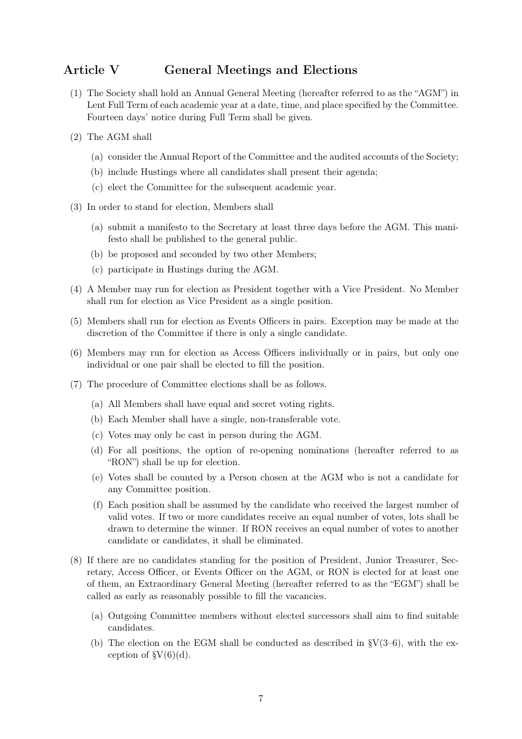## Article V General Meetings and Elections

(1) The Society shall hold an Annual General Meeting (hereafter referred to as the "AGM") in Lent Full Term of each academic year at a date, time, and place specified by the Committee. Fourteen days' notice during Full Term shall be given.

(2) The AGM shall

  (a) consider the Annual Report of the Committee and the audited accounts of the Society;

  (b) include Hustings where all candidates shall present their agenda;

  (c) elect the Committee for the subsequent academic year.

(3) In order to stand for election, Members shall

  (a) submit a manifesto to the Secretary at least three days before the AGM. This manifesto shall be published to the general public.

  (b) be proposed and seconded by two other Members;

  (c) participate in Hustings during the AGM.

(4) A Member may run for election as President together with a Vice President. No Member shall run for election as Vice President as a single position.

(5) Members shall run for election as Events Officers in pairs. Exception may be made at the discretion of the Committee if there is only a single candidate.

(6) Members may run for election as Access Officers individually or in pairs, but only one individual or one pair shall be elected to fill the position.

(7) The procedure of Committee elections shall be as follows.

  (a) All Members shall have equal and secret voting rights.

  (b) Each Member shall have a single, non-transferable vote.

  (c) Votes may only be cast in person during the AGM.

  (d) For all positions, the option of re-opening nominations (hereafter referred to as "RON") shall be up for election.

  (e) Votes shall be counted by a Person chosen at the AGM who is not a candidate for any Committee position.

  (f) Each position shall be assumed by the candidate who received the largest number of valid votes. If two or more candidates receive an equal number of votes, lots shall be drawn to determine the winner. If RON receives an equal number of votes to another candidate or candidates, it shall be eliminated.

(8) If there are no candidates standing for the position of President, Junior Treasurer, Secretary, Access Officer, or Events Officer on the AGM, or RON is elected for at least one of them, an Extraordinary General Meeting (hereafter referred to as the "EGM") shall be called as early as reasonably possible to fill the vacancies.

  (a) Outgoing Committee members without elected successors shall aim to find suitable candidates.

  (b) The election on the EGM shall be conducted as described in §V(3–6), with the exception of §V(6)(d).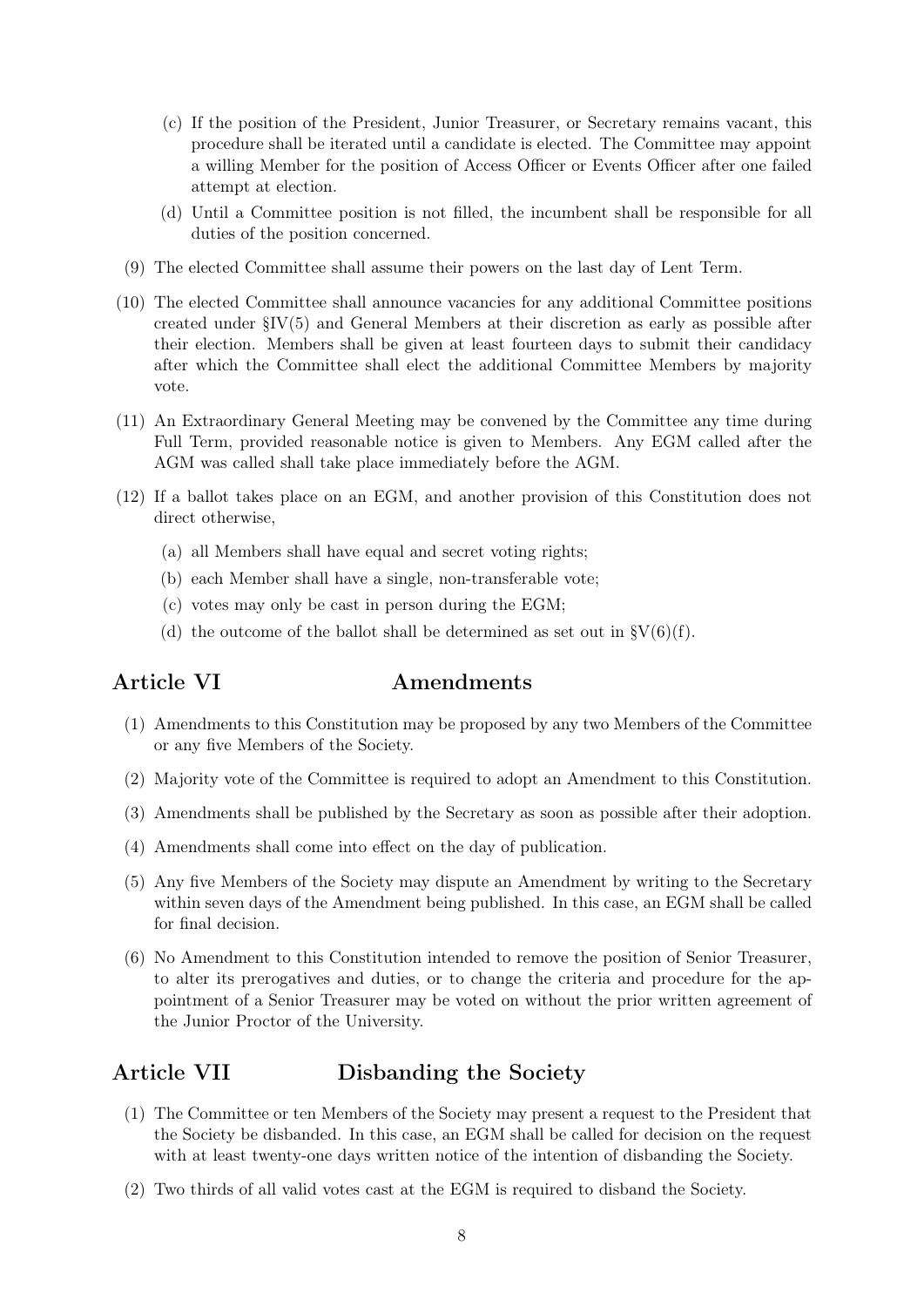(c) If the position of the President, Junior Treasurer, or Secretary remains vacant, this procedure shall be iterated until a candidate is elected. The Committee may appoint a willing Member for the position of Access Officer or Events Officer after one failed attempt at election.

(d) Until a Committee position is not filled, the incumbent shall be responsible for all duties of the position concerned.

(9) The elected Committee shall assume their powers on the last day of Lent Term.

(10) The elected Committee shall announce vacancies for any additional Committee positions created under §IV(5) and General Members at their discretion as early as possible after their election. Members shall be given at least fourteen days to submit their candidacy after which the Committee shall elect the additional Committee Members by majority vote.

(11) An Extraordinary General Meeting may be convened by the Committee any time during Full Term, provided reasonable notice is given to Members. Any EGM called after the AGM was called shall take place immediately before the AGM.

(12) If a ballot takes place on an EGM, and another provision of this Constitution does not direct otherwise,

(a) all Members shall have equal and secret voting rights;

(b) each Member shall have a single, non-transferable vote;

(c) votes may only be cast in person during the EGM;

(d) the outcome of the ballot shall be determined as set out in §V(6)(f).

## Article VI — Amendments

(1) Amendments to this Constitution may be proposed by any two Members of the Committee or any five Members of the Society.

(2) Majority vote of the Committee is required to adopt an Amendment to this Constitution.

(3) Amendments shall be published by the Secretary as soon as possible after their adoption.

(4) Amendments shall come into effect on the day of publication.

(5) Any five Members of the Society may dispute an Amendment by writing to the Secretary within seven days of the Amendment being published. In this case, an EGM shall be called for final decision.

(6) No Amendment to this Constitution intended to remove the position of Senior Treasurer, to alter its prerogatives and duties, or to change the criteria and procedure for the appointment of a Senior Treasurer may be voted on without the prior written agreement of the Junior Proctor of the University.

## Article VII — Disbanding the Society

(1) The Committee or ten Members of the Society may present a request to the President that the Society be disbanded. In this case, an EGM shall be called for decision on the request with at least twenty-one days written notice of the intention of disbanding the Society.

(2) Two thirds of all valid votes cast at the EGM is required to disband the Society.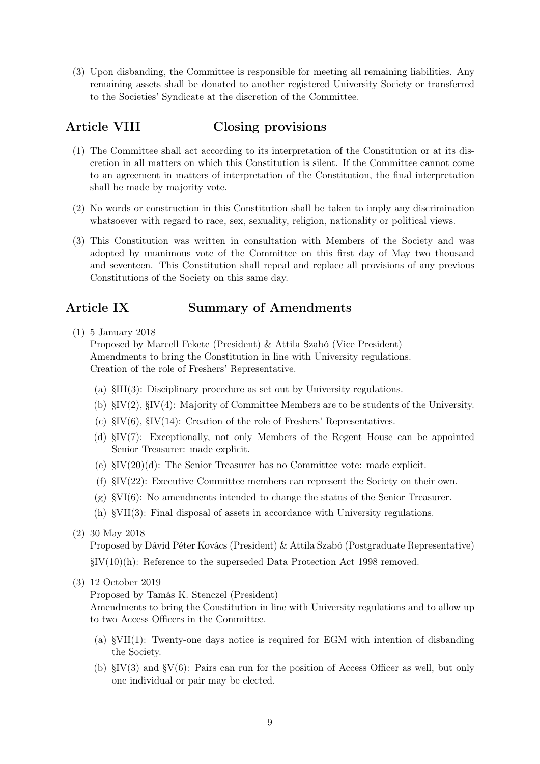(3) Upon disbanding, the Committee is responsible for meeting all remaining liabilities. Any remaining assets shall be donated to another registered University Society or transferred to the Societies' Syndicate at the discretion of the Committee.

## Article VIII Closing provisions

(1) The Committee shall act according to its interpretation of the Constitution or at its discretion in all matters on which this Constitution is silent. If the Committee cannot come to an agreement in matters of interpretation of the Constitution, the final interpretation shall be made by majority vote.

(2) No words or construction in this Constitution shall be taken to imply any discrimination whatsoever with regard to race, sex, sexuality, religion, nationality or political views.

(3) This Constitution was written in consultation with Members of the Society and was adopted by unanimous vote of the Committee on this first day of May two thousand and seventeen. This Constitution shall repeal and replace all provisions of any previous Constitutions of the Society on this same day.

## Article IX Summary of Amendments

(1) 5 January 2018
Proposed by Marcell Fekete (President) & Attila Szabó (Vice President)
Amendments to bring the Constitution in line with University regulations.
Creation of the role of Freshers' Representative.

  (a) §III(3): Disciplinary procedure as set out by University regulations.
  (b) §IV(2), §IV(4): Majority of Committee Members are to be students of the University.
  (c) §IV(6), §IV(14): Creation of the role of Freshers' Representatives.
  (d) §IV(7): Exceptionally, not only Members of the Regent House can be appointed Senior Treasurer: made explicit.
  (e) §IV(20)(d): The Senior Treasurer has no Committee vote: made explicit.
  (f) §IV(22): Executive Committee members can represent the Society on their own.
  (g) §VI(6): No amendments intended to change the status of the Senior Treasurer.
  (h) §VII(3): Final disposal of assets in accordance with University regulations.

(2) 30 May 2018
Proposed by Dávid Péter Kovács (President) & Attila Szabó (Postgraduate Representative)
§IV(10)(h): Reference to the superseded Data Protection Act 1998 removed.

(3) 12 October 2019
Proposed by Tamás K. Stenczel (President)
Amendments to bring the Constitution in line with University regulations and to allow up to two Access Officers in the Committee.

  (a) §VII(1): Twenty-one days notice is required for EGM with intention of disbanding the Society.
  (b) §IV(3) and §V(6): Pairs can run for the position of Access Officer as well, but only one individual or pair may be elected.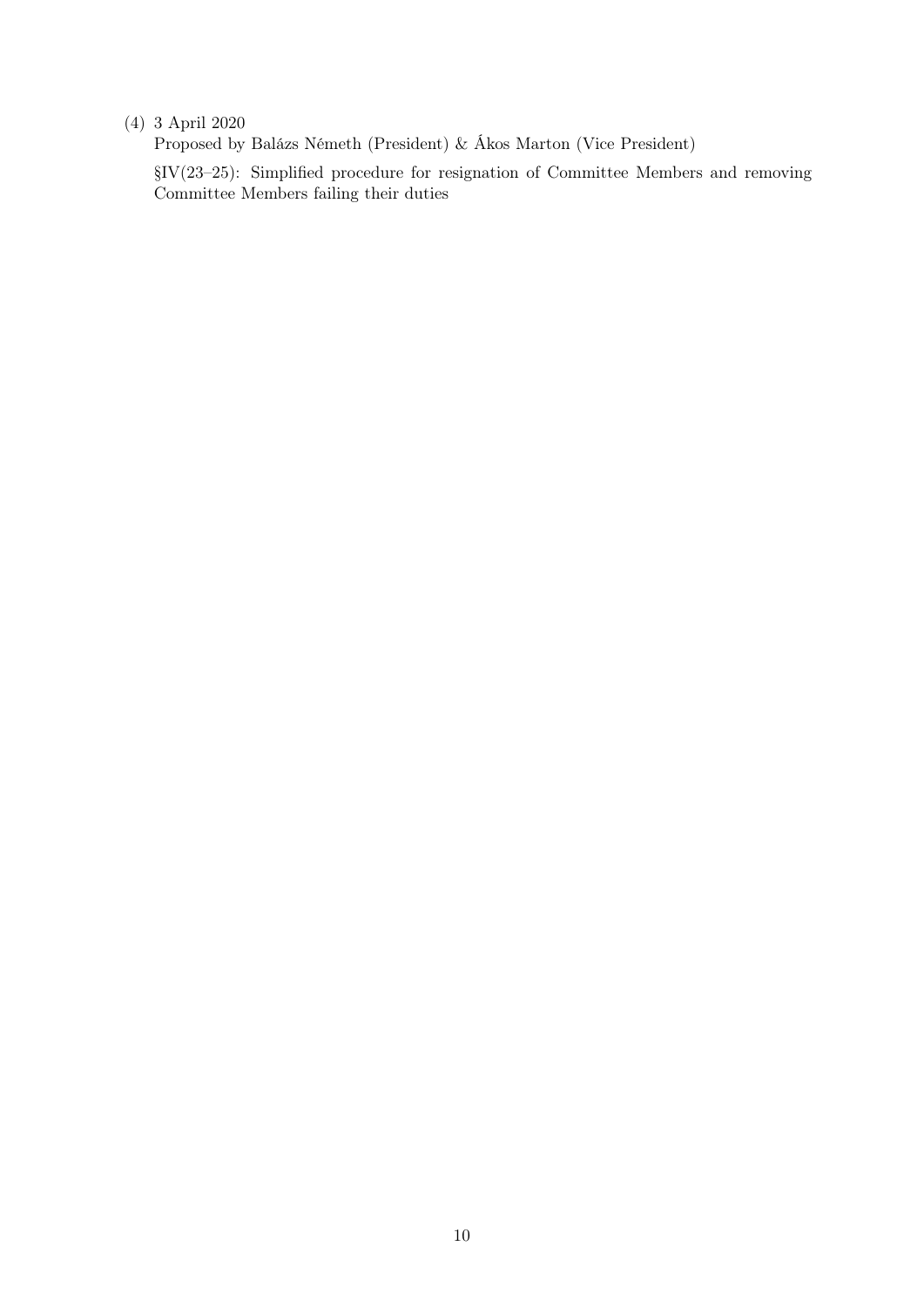(4) 3 April 2020

Proposed by Balázs Németh (President) & Ákos Marton (Vice President)

§IV(23–25): Simplified procedure for resignation of Committee Members and removing Committee Members failing their duties